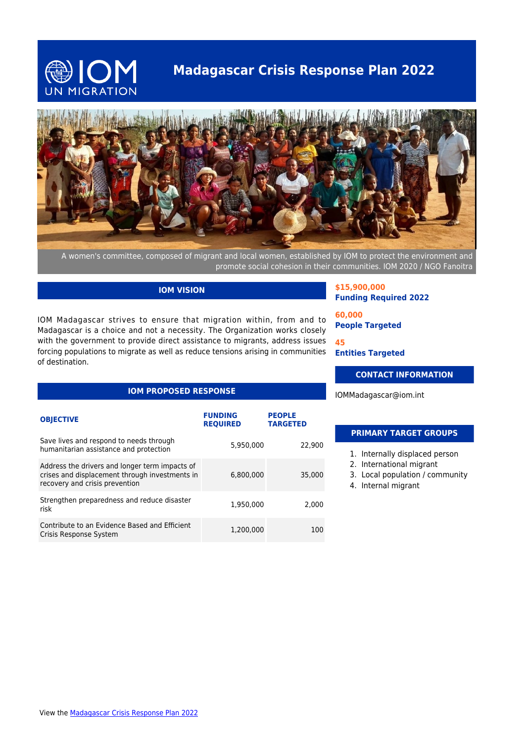# Madagascar Crisis Response Plan 2022

A women's committee, composed of migrant and local women, established by IOM to protect the environment and promote social cohesion in their communities. IOM 2020 / NGO Fanoitra

## IOM VISION

IOM Madagascar strives to ensure that migration within, from and to Madagascar is a choice and not a necessity. The Organization works closely with the government to provide direct assistance to migrants, address issues forcing populations to migrate as well as reduce tensions arising in communities of destination.

**$15,900,000**
**Funding Required 2022**

**60,000**
**People Targeted**

**45**
**Entities Targeted**

## CONTACT INFORMATION

IOMMadagascar@iom.int

## IOM PROPOSED RESPONSE

| OBJECTIVE | FUNDING REQUIRED | PEOPLE TARGETED |
|---|---|---|
| Save lives and respond to needs through humanitarian assistance and protection | 5,950,000 | 22,900 |
| Address the drivers and longer term impacts of crises and displacement through investments in recovery and crisis prevention | 6,800,000 | 35,000 |
| Strengthen preparedness and reduce disaster risk | 1,950,000 | 2,000 |
| Contribute to an Evidence Based and Efficient Crisis Response System | 1,200,000 | 100 |

## PRIMARY TARGET GROUPS

1. Internally displaced person
2. International migrant
3. Local population / community
4. Internal migrant

View the Madagascar Crisis Response Plan 2022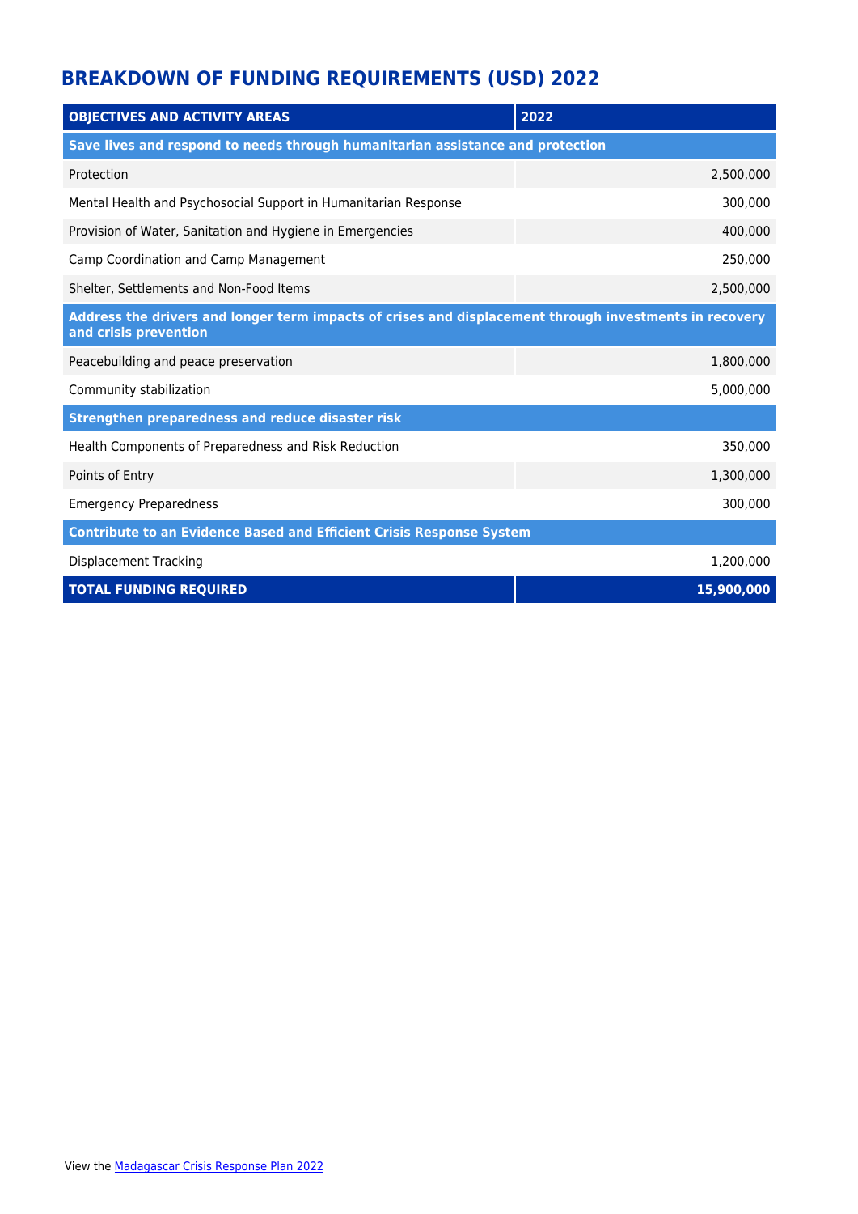# BREAKDOWN OF FUNDING REQUIREMENTS (USD) 2022

| OBJECTIVES AND ACTIVITY AREAS | 2022 |
|---|---|
| **Save lives and respond to needs through humanitarian assistance and protection** | |
| Protection | 2,500,000 |
| Mental Health and Psychosocial Support in Humanitarian Response | 300,000 |
| Provision of Water, Sanitation and Hygiene in Emergencies | 400,000 |
| Camp Coordination and Camp Management | 250,000 |
| Shelter, Settlements and Non-Food Items | 2,500,000 |
| **Address the drivers and longer term impacts of crises and displacement through investments in recovery and crisis prevention** | |
| Peacebuilding and peace preservation | 1,800,000 |
| Community stabilization | 5,000,000 |
| **Strengthen preparedness and reduce disaster risk** | |
| Health Components of Preparedness and Risk Reduction | 350,000 |
| Points of Entry | 1,300,000 |
| Emergency Preparedness | 300,000 |
| **Contribute to an Evidence Based and Efficient Crisis Response System** | |
| Displacement Tracking | 1,200,000 |
| **TOTAL FUNDING REQUIRED** | **15,900,000** |

View the [Madagascar Crisis Response Plan 2022]